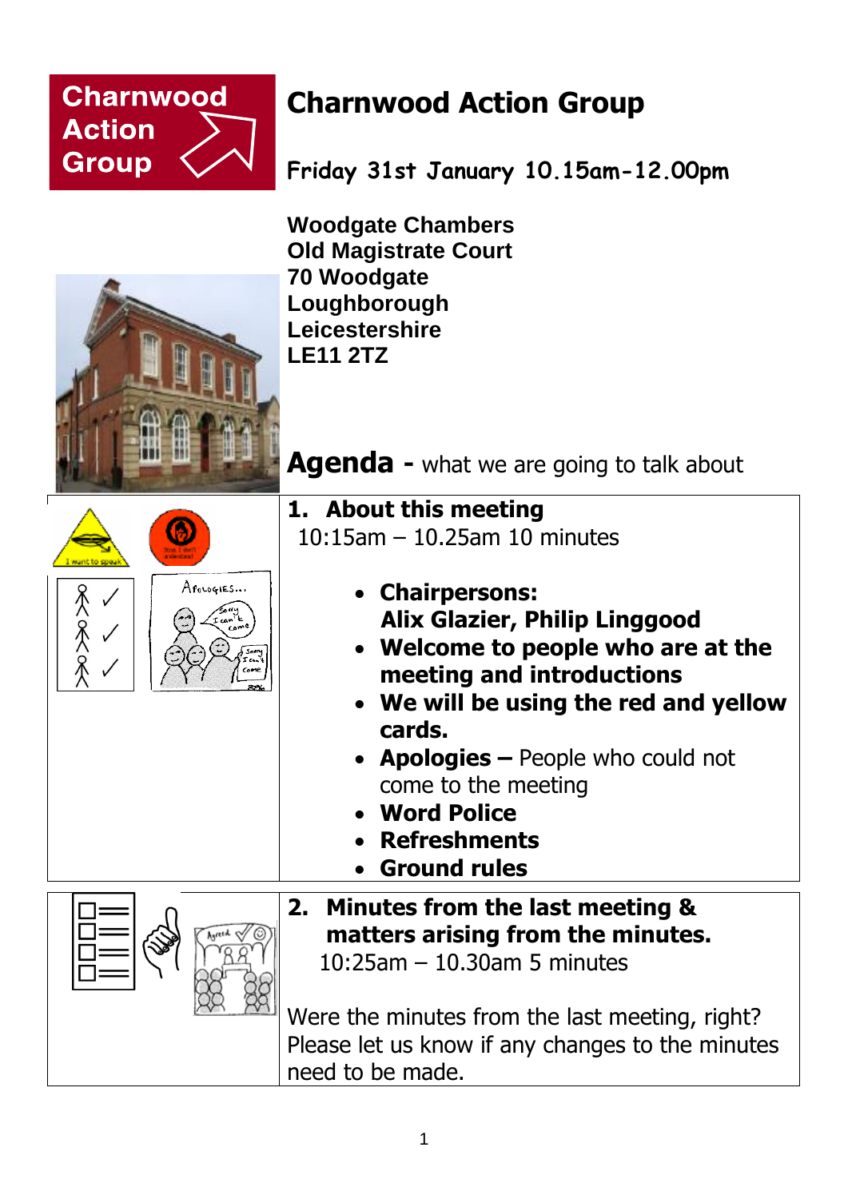# Charnwood Action Group

**Friday 31st January 10.15am-12.00pm**

**Woodgate Chambers**
**Old Magistrate Court**
**70 Woodgate**
**Loughborough**
**Leicestershire**
**LE11 2TZ**

## Agenda - what we are going to talk about

### 1. About this meeting

10:15am – 10.25am 10 minutes

- **Chairpersons:**
  **Alix Glazier, Philip Linggood**
- **Welcome to people who are at the meeting and introductions**
- **We will be using the red and yellow cards.**
- **Apologies –** People who could not come to the meeting
- **Word Police**
- **Refreshments**
- **Ground rules**

### 2. Minutes from the last meeting & matters arising from the minutes.

10:25am – 10.30am 5 minutes

Were the minutes from the last meeting, right? Please let us know if any changes to the minutes need to be made.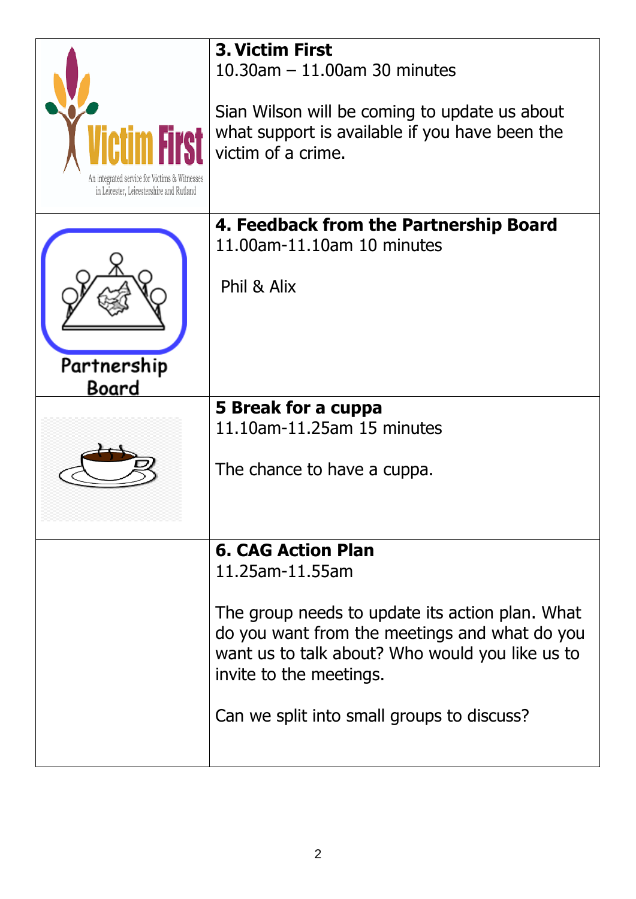| | |
|---|---|
| Victim First<br>An integrated service for Victims & Witnesses in Leicester, Leicestershire and Rutland | **3. Victim First**<br>10.30am – 11.00am 30 minutes<br><br>Sian Wilson will be coming to update us about what support is available if you have been the victim of a crime. |
| Partnership Board | **4. Feedback from the Partnership Board**<br>11.00am-11.10am 10 minutes<br><br>Phil & Alix |
| | **5 Break for a cuppa**<br>11.10am-11.25am 15 minutes<br><br>The chance to have a cuppa. |
| | **6. CAG Action Plan**<br>11.25am-11.55am<br><br>The group needs to update its action plan. What do you want from the meetings and what do you want us to talk about? Who would you like us to invite to the meetings.<br><br>Can we split into small groups to discuss? |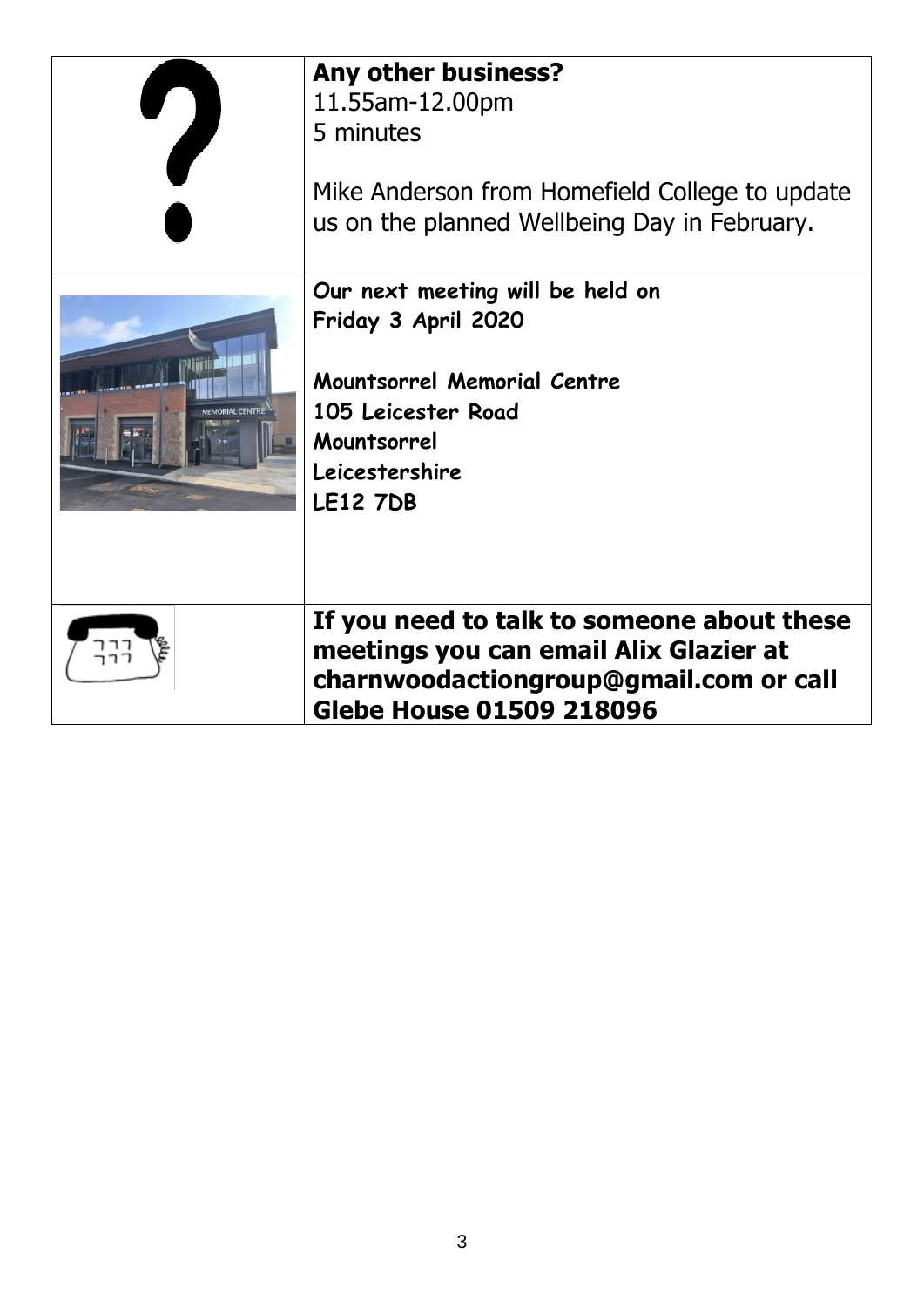**Any other business?**
11.55am-12.00pm
5 minutes

Mike Anderson from Homefield College to update us on the planned Wellbeing Day in February.

**Our next meeting will be held on**
**Friday 3 April 2020**

**Mountsorrel Memorial Centre**
**105 Leicester Road**
**Mountsorrel**
**Leicestershire**
**LE12 7DB**

**If you need to talk to someone about these meetings you can email Alix Glazier at charnwoodactiongroup@gmail.com or call Glebe House 01509 218096**